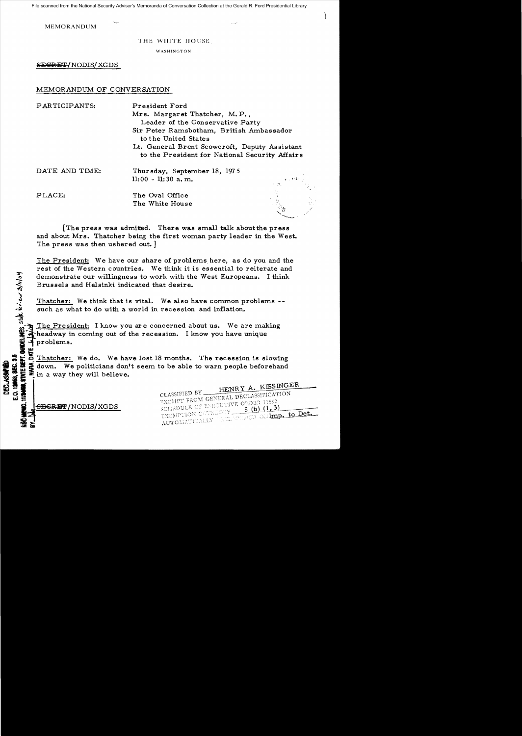File scanned from the National Security Adviser's Memoranda of Conversation Collection at the Gerald R. Ford Presidential Library

MEMORANDUM

THE WHITE HOUSE

WASHINGTON

~~SECRET~~/NODIS/XGDS

MEMORANDUM OF CONVERSATION

PARTICIPANTS: President Ford
Mrs. Margaret Thatcher, M.P., Leader of the Conservative Party
Sir Peter Ramsbotham, British Ambassador to the United States
Lt. General Brent Scowcroft, Deputy Assistant to the President for National Security Affairs

DATE AND TIME: Thursday, September 18, 1975
11:00 - 11:30 a.m.

PLACE: The Oval Office
The White House

[The press was admitted. There was small talk about the press and about Mrs. Thatcher being the first woman party leader in the West. The press was then ushered out.]

The President: We have our share of problems here, as do you and the rest of the Western countries. We think it is essential to reiterate and demonstrate our willingness to work with the West Europeans. I think Brussels and Helsinki indicated that desire.

Thatcher: We think that is vital. We also have common problems -- such as what to do with a world in recession and inflation.

The President: I know you are concerned about us. We are making headway in coming out of the recession. I know you have unique problems.

Thatcher: We do. We have lost 18 months. The recession is slowing down. We politicians don't seem to be able to warn people beforehand in a way they will believe.

DECLASSIFIED
E.O. 12958, SEC. 3.5
NSC MEMO, 11/24/98, STATE DEPT. GUIDELINES, state review 3/11/04
BY ___, NARA, DATE ___

~~SECRET~~/NODIS/XGDS

CLASSIFIED BY HENRY A. KISSINGER
EXEMPT FROM GENERAL DECLASSIFICATION SCHEDULE OF EXECUTIVE ORDER 11652
EXEMPTION CATEGORY 5 (b) (1, 3)
AUTOMATICALLY DECLASSIFIED ON Imp. to Det.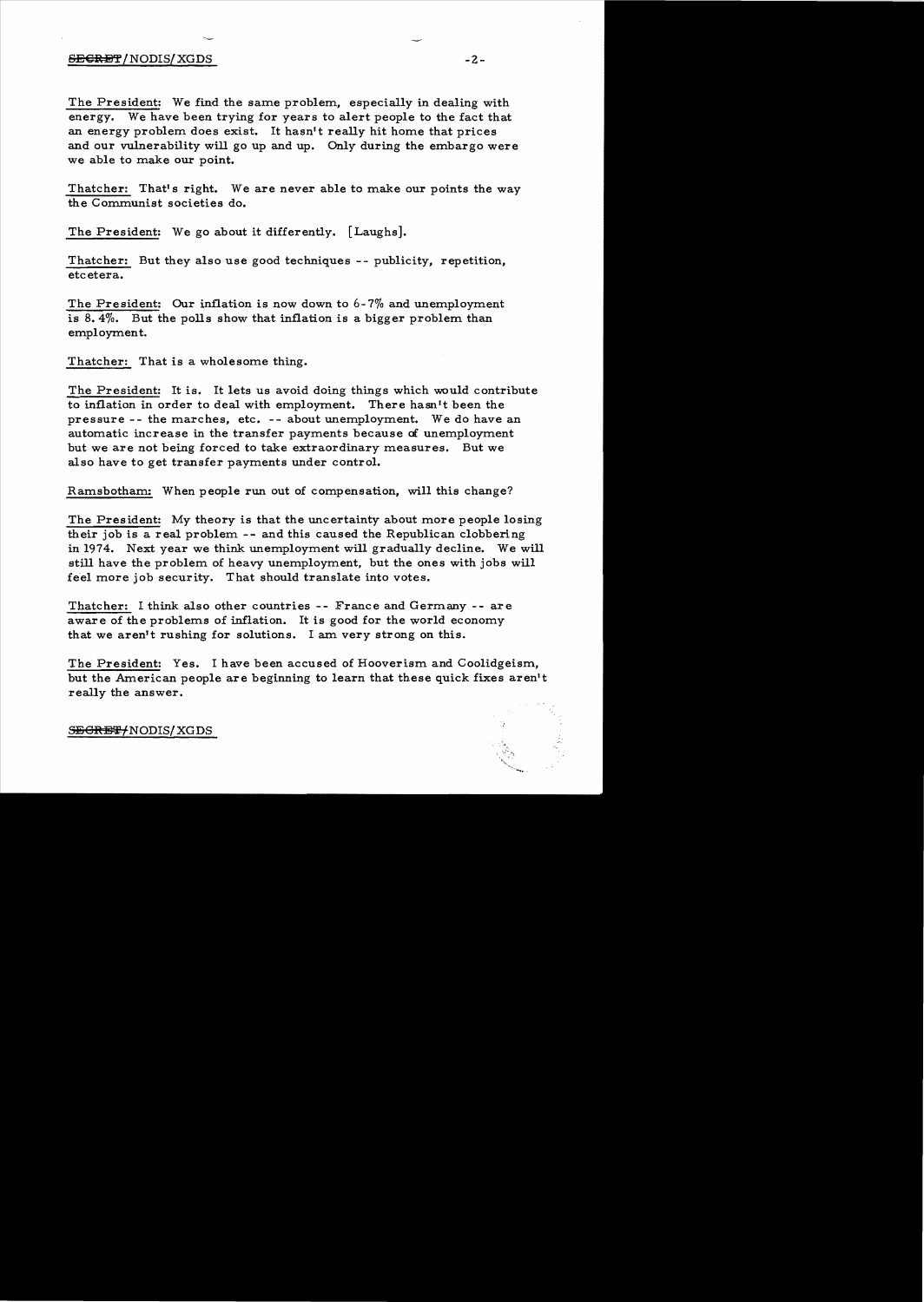The President: We find the same problem, especially in dealing with energy. We have been trying for years to alert people to the fact that an energy problem does exist. It hasn't really hit home that prices and our vulnerability will go up and up. Only during the embargo were we able to make our point.

Thatcher: That's right. We are never able to make our points the way the Communist societies do.

The President: We go about it differently. [Laughs].

Thatcher: But they also use good techniques -- publicity, repetition, etcetera.

The President: Our inflation is now down to 6-7% and unemployment is 8.4%. But the polls show that inflation is a bigger problem than employment.

Thatcher: That is a wholesome thing.

The President: It is. It lets us avoid doing things which would contribute to inflation in order to deal with employment. There hasn't been the pressure -- the marches, etc. -- about unemployment. We do have an automatic increase in the transfer payments because of unemployment but we are not being forced to take extraordinary measures. But we also have to get transfer payments under control.

Ramsbotham: When people run out of compensation, will this change?

The President: My theory is that the uncertainty about more people losing their job is a real problem -- and this caused the Republican clobbering in 1974. Next year we think unemployment will gradually decline. We will still have the problem of heavy unemployment, but the ones with jobs will feel more job security. That should translate into votes.

Thatcher: I think also other countries -- France and Germany -- are aware of the problems of inflation. It is good for the world economy that we aren't rushing for solutions. I am very strong on this.

The President: Yes. I have been accused of Hooverism and Coolidgeism, but the American people are beginning to learn that these quick fixes aren't really the answer.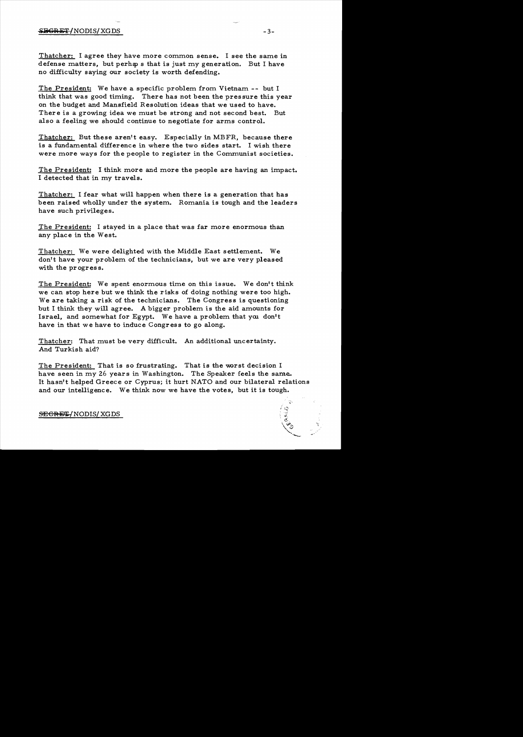Thatcher: I agree they have more common sense. I see the same in defense matters, but perhaps that is just my generation. But I have no difficulty saying our society is worth defending.

The President: We have a specific problem from Vietnam -- but I think that was good timing. There has not been the pressure this year on the budget and Mansfield Resolution ideas that we used to have. There is a growing idea we must be strong and not second best. But also a feeling we should continue to negotiate for arms control.

Thatcher: But these aren't easy. Especially in MBFR, because there is a fundamental difference in where the two sides start. I wish there were more ways for the people to register in the Communist societies.

The President: I think more and more the people are having an impact. I detected that in my travels.

Thatcher: I fear what will happen when there is a generation that has been raised wholly under the system. Romania is tough and the leaders have such privileges.

The President: I stayed in a place that was far more enormous than any place in the West.

Thatcher: We were delighted with the Middle East settlement. We don't have your problem of the technicians, but we are very pleased with the progress.

The President: We spent enormous time on this issue. We don't think we can stop here but we think the risks of doing nothing were too high. We are taking a risk of the technicians. The Congress is questioning but I think they will agree. A bigger problem is the aid amounts for Israel, and somewhat for Egypt. We have a problem that you don't have in that we have to induce Congress to go along.

Thatcher: That must be very difficult. An additional uncertainty. And Turkish aid?

The President: That is so frustrating. That is the worst decision I have seen in my 26 years in Washington. The Speaker feels the same. It hasn't helped Greece or Cyprus; it hurt NATO and our bilateral relations and our intelligence. We think now we have the votes, but it is tough.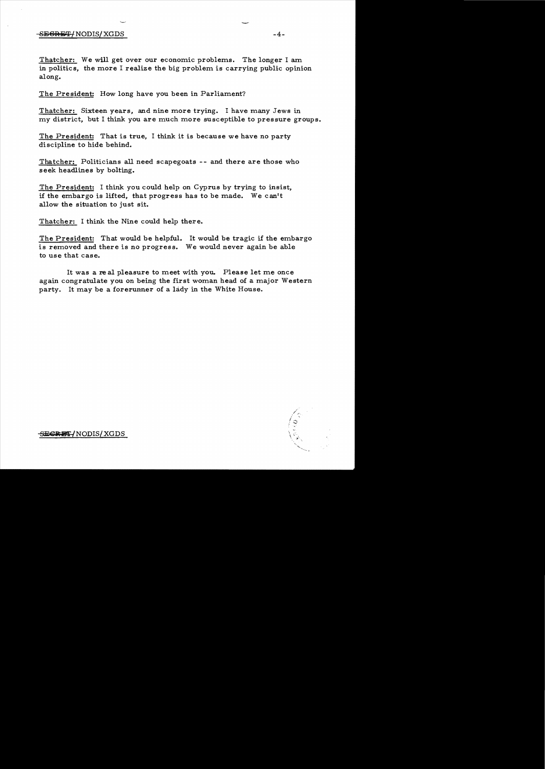Thatcher: We will get over our economic problems. The longer I am in politics, the more I realize the big problem is carrying public opinion along.

The President: How long have you been in Parliament?

Thatcher: Sixteen years, and nine more trying. I have many Jews in my district, but I think you are much more susceptible to pressure groups.

The President: That is true, I think it is because we have no party discipline to hide behind.

Thatcher: Politicians all need scapegoats -- and there are those who seek headlines by bolting.

The President: I think you could help on Cyprus by trying to insist, if the embargo is lifted, that progress has to be made. We can't allow the situation to just sit.

Thatcher: I think the Nine could help there.

The President: That would be helpful. It would be tragic if the embargo is removed and there is no progress. We would never again be able to use that case.

It was a real pleasure to meet with you. Please let me once again congratulate you on being the first woman head of a major Western party. It may be a forerunner of a lady in the White House.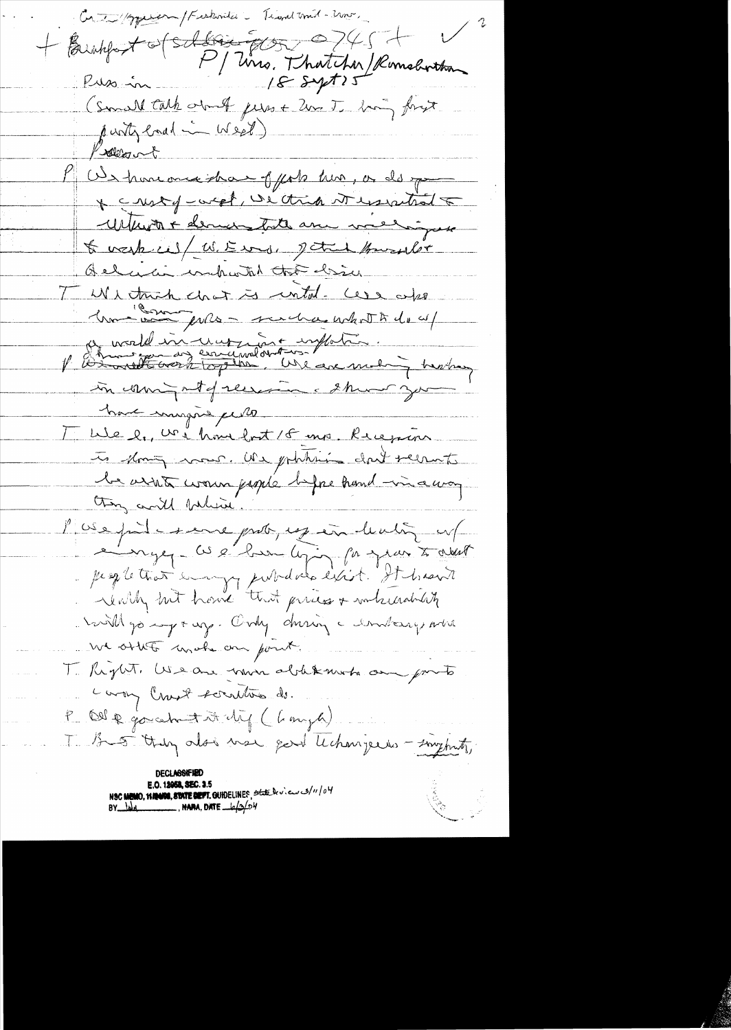Cust/Appearance/Fixtures - Trend and - Tone.

+ Breakfast of Schlesinger 0745 + ✓ 2

P/ Mrs. Thatcher/Rumsfeld

Press in 18 Sept 75

(Small talk about press + Mrs. T. being first party lead in West)

Present

P We have our share of probs here, as do you + rest of west. We think it essential to Western + democratic are intelligent to work w/ W. Eur. I think Brussels Helsinki indicated that desire.

T We think that is central. We also have some probs - such as what to do w/ a world in unemployment + inflation.

P We have any economic order + working together. We are making headway in coming out of recession. I know you have unique probs.

T We do. We have lost 18 mos. Recession is doing worse. We politicians don't seem to be able to warn people before hand - in a way they will believe.

P We find same prob, esp in dealing w/ energy. We have been trying for year to alert people that energy problems exist. It hasn't worked but have that prices + vulnerability will go up + up. Only during a embargo were we able to make our point.

T Right. We are now able to make our points - every Crest scientist do.

P Old & you about it city (laugh)

T But they also use good techniques - insights,

DECLASSIFIED
E.O. 12958, SEC. 3.5
NSC MEMO, 11/24/98, STATE DEPT. GUIDELINES, State Review 3/11/04
BY lolz, NARA, DATE 6/3/04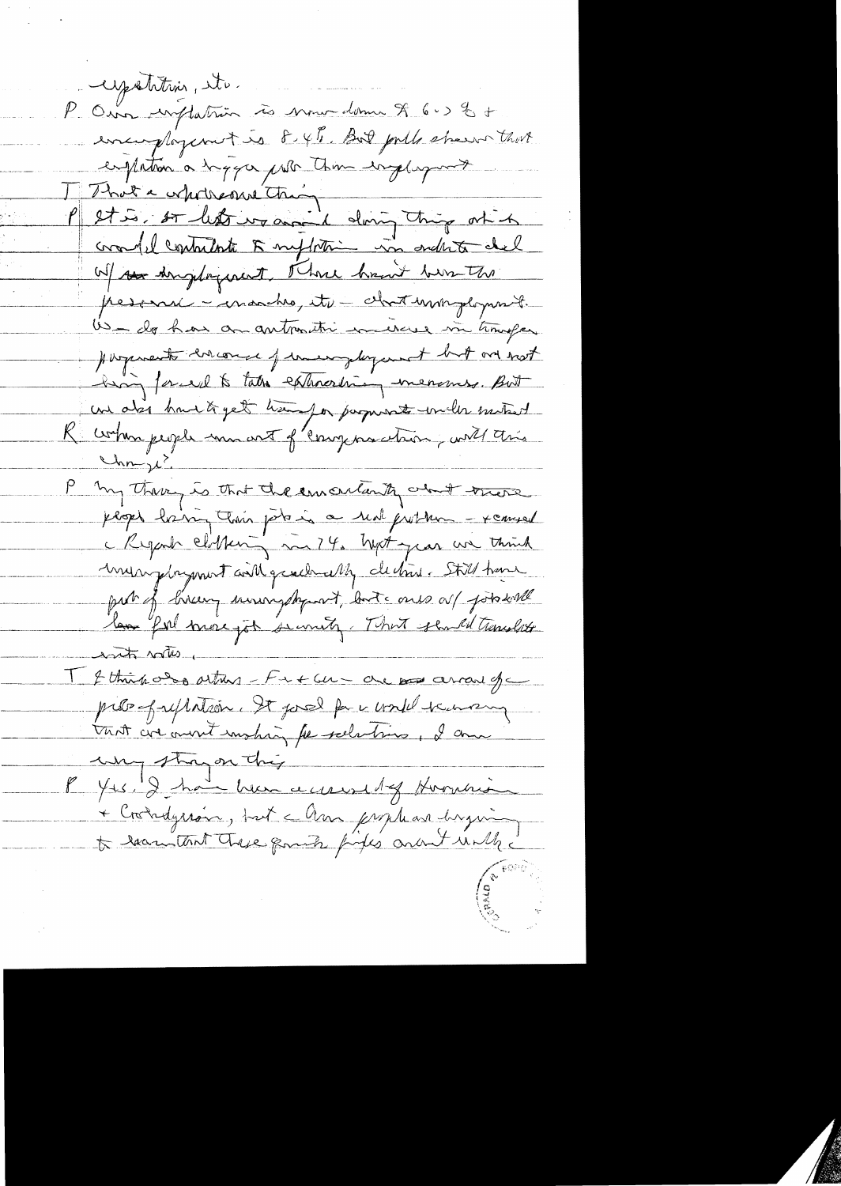expectations, etc.

P Our inflation is now down to 6.5% + unemployment is 8.4%. But polls show that inflation a bigger prob than unemployment

T That's a surprising thing.

P It is. So let's we avoid doing things which would contribute to inflation in order to deal w/ unemployment. There haven't been the pressures – marches, etc – about unemployment. We do have an automatic increase in transfer payments because of unemployment but are not being forced to take extraordinary measures. But we also have to get transfer payments under control

R When people move out of Congress action, will this change?

P My theory is that the uncertainty about those people losing their jobs is a real problem – + caused a Reynolds bloc in 74. Next year we think unemployment will gradually decline. Still have part of heavy unemployment, but ones w/ jobs will have felt more job security. That should translate into votes.

T I think also others – Fr + Ger – are aware of problem of inflation. It good for a world leader that we aren't making false solutions. I am very strong on this

P Yes. I have been accused of Hooverism + Coolidgeism, but I am perhaps beginning to recant these growth figures aren't unlike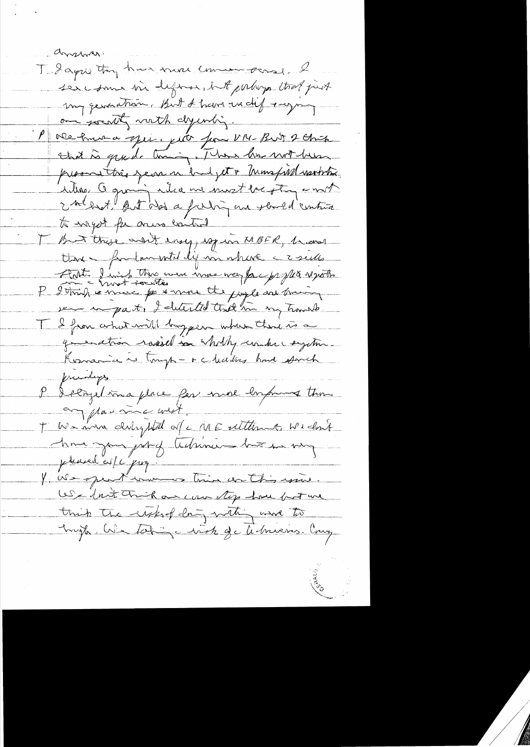answer.

T. I agree they have more common sense. I see some in defense, but perhaps that just my generation. But I have we differ saying our society worth defending.

P We have a special [?] from VN. But I think that is quite [?]. There has not been pressure this year on budget & Mansfield [?] [?]. A growing idea we must be strong & not 2nd best. But also a feeling we should continue to negot for arms control.

T But these aren't easy, esp in MBFR, because there — fundamental diff in where — 2 sides start. I wish there were more way for people [?] — most societies

P I think a move & more the people are coming see impact. I detected that in my travels.

T I fear what will happen when there is a generation raised in wholly under a system. Romania is tough — & c leaders have [?] privileges

P Belgrade is a place for more [?] than any place in c west.

T We were delighted w/ c ME settlement. We don't have your gift of technicians but are very pleased w/ c prog.

P We spent [?] time on this issue. We don't think our own step have but we think the risks of doing nothing were too high. We taking a risk of c technicians. Cong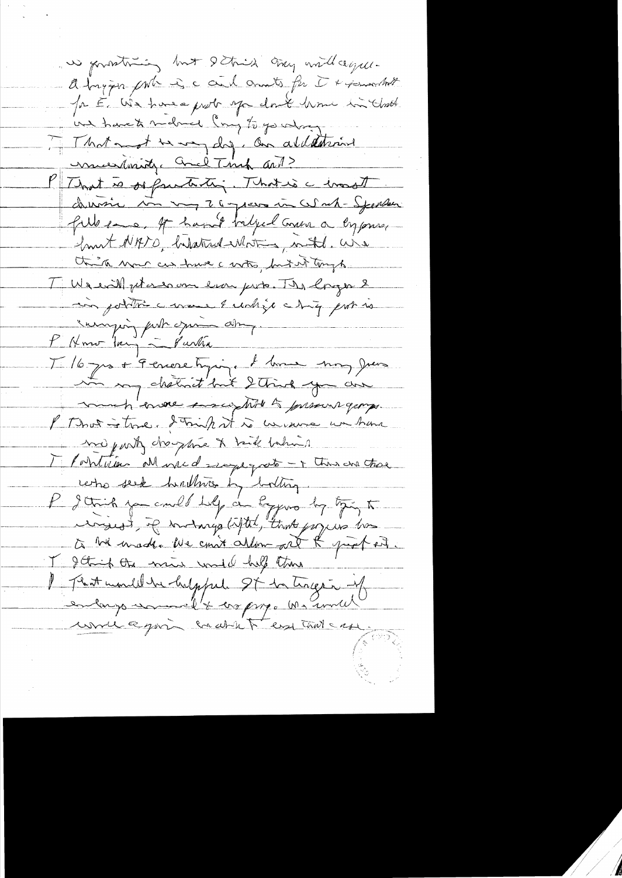a frustrating but I think very valuable. A bigger problem is c aid amts for T + community for E. We have a prob. If you don't know in that we have to indicate long to go along.

T That must be very dif. An additional uncertainty. And Turk aid?

P That is so frustrating. That is a most divisive in my 26 years in W—Speaker full share. It hasn't helped Greece or Cyprus, hurt NATO, bilateral relations, intl. We think now we have c votes, but it's tough.

T We will get a sensible prob. The longer it is postponed c more I realize c Cyprus prob is swinging pub opinion away.

P How long in Parlia

T 16 yrs + 9 consecutively. I have many friends in my district but I think you are much more susceptible to pressure groups.

P That is true. I think it is because we have no party discipline to hold behind.

T Politicians all need scapegoats — + these are those who seek headlines by lobbying.

P I think you could help on Cyprus by trying to [illegible], if embargo lifted, that progress has to be made. We can't allow it to just sit.

T I think the min would help there

P That would be helpful. If he triggers — if embargo removed + no prog. We would would again be able to use that case.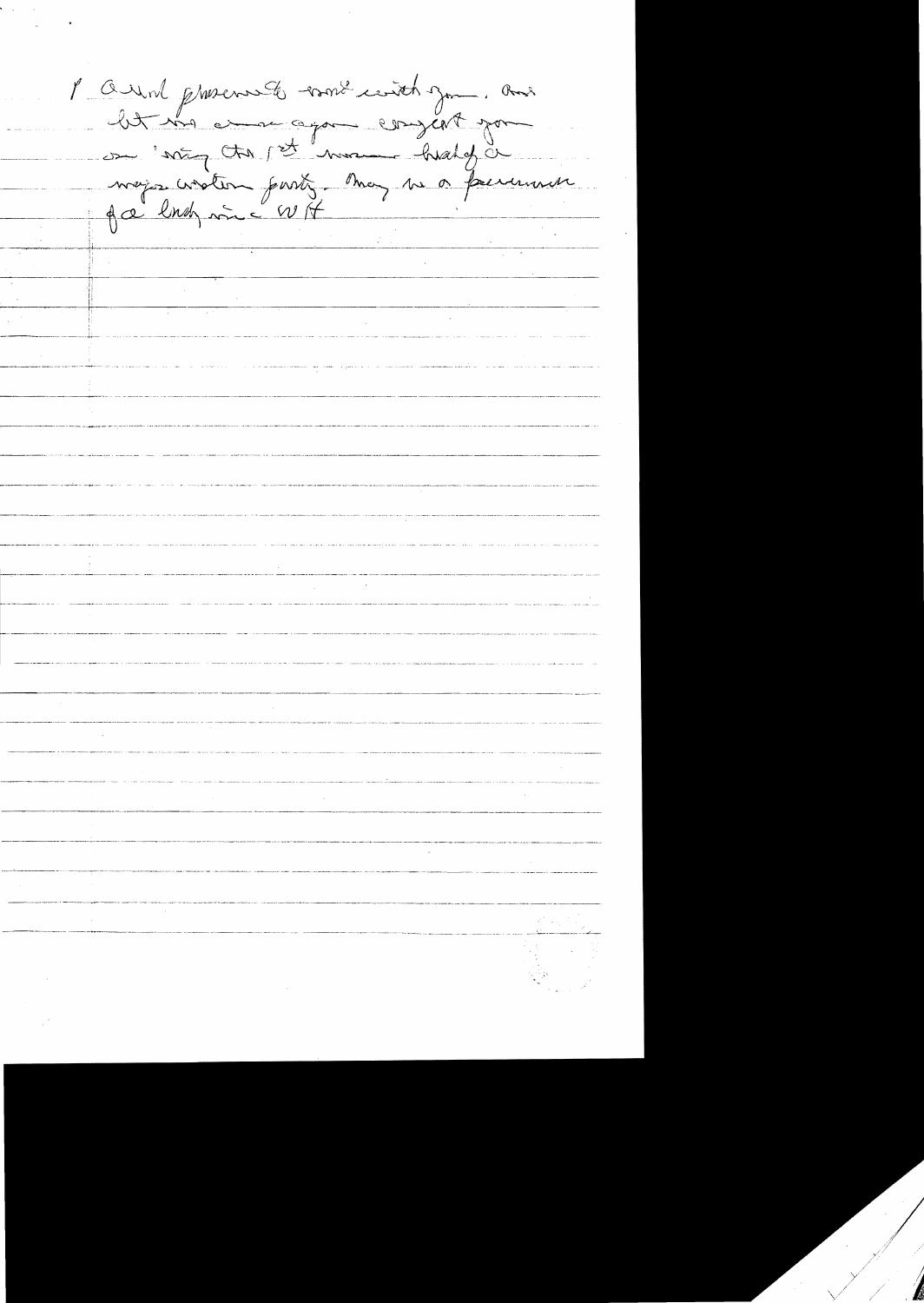I would personally work with you. And
let me once again congrat you
on being the 1st woman head of a
major western party. May be a precursor
of a lady in the WH